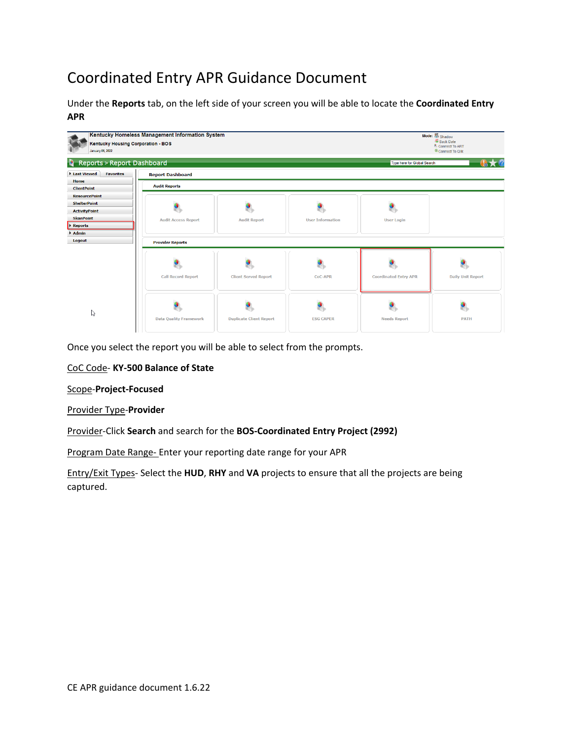# Coordinated Entry APR Guidance Document

Under the **Reports** tab, on the left side of your screen you will be able to locate the **Coordinated Entry APR**

Once you select the report you will be able to select from the prompts.

CoC Code- **KY-500 Balance of State**

Scope-**Project-Focused**

Provider Type-**Provider**

Provider-Click **Search** and search for the **BOS-Coordinated Entry Project (2992)**

Program Date Range- Enter your reporting date range for your APR

Entry/Exit Types- Select the **HUD**, **RHY** and **VA** projects to ensure that all the projects are being captured.

CE APR guidance document 1.6.22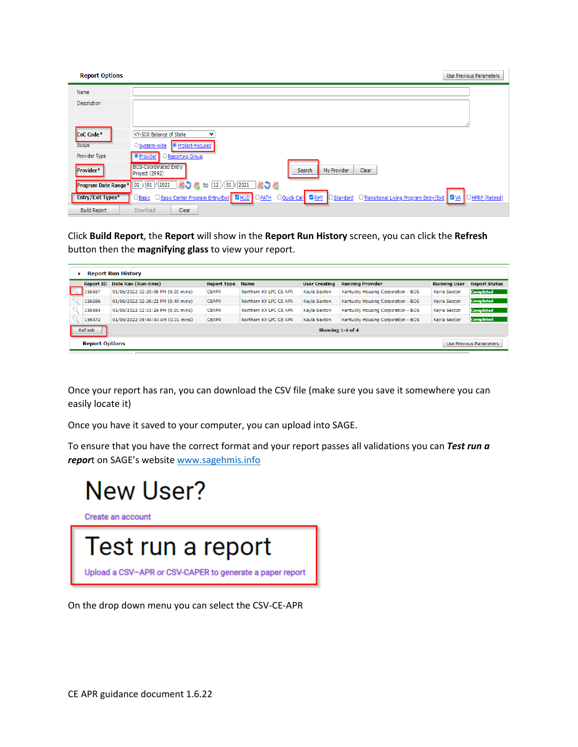**Report Options** | Use Previous Parameters

| | |
|---|---|
| Name | |
| Description | |
| CoC Code* | KY-500 Balance of State |
| Scope | System-wide / Project-Focused |
| Provider Type | Provider / Reporting Group |
| Provider* | BOS-Coordinated Entry Project (2992) — Search / My Provider / Clear |
| Program Date Range* | 01/01/2021 to 12/31/2021 |
| Entry/Exit Types* | Basic, Basic Center Program Entry/Exit, HUD, PATH, Quick Call, RHY, Standard, Transitional Living Program Entry/Exit, VA, HPRP (Retired) |

Build Report | Download | Clear

Click **Build Report**, the **Report** will show in the **Report Run History** screen, you can click the **Refresh** button then the **magnifying glass** to view your report.

**Report Run History**

| Report ID | Date Ran (Run-time) | Report Type | Name | User Creating | Running Provider | Running User | Report Status |
|---|---|---|---|---|---|---|---|
| 156587 | 01/06/2022 02:29:06 PM (0.01 mins) | CEAPR | Northern KY LPC CE APR | Kayla Sexton | Kentucky Housing Corporation - BOS | Kayla Sexton | Completed |
| 156586 | 01/06/2022 02:26:21 PM (0.40 mins) | CEAPR | Northern KY LPC CE APR | Kayla Sexton | Kentucky Housing Corporation - BOS | Kayla Sexton | Completed |
| 156584 | 01/06/2022 02:03:29 PM (0.01 mins) | CEAPR | Northern KY LPC CE APR | Kayla Sexton | Kentucky Housing Corporation - BOS | Kayla Sexton | Completed |
| 156472 | 01/05/2022 09:44:44 AM (0.01 mins) | CEAPR | Northern KY LPC CE APR | Kayla Sexton | Kentucky Housing Corporation - BOS | Kayla Sexton | Completed |

Refresh — Showing 1-4 of 4

Once your report has ran, you can download the CSV file (make sure you save it somewhere you can easily locate it)

Once you have it saved to your computer, you can upload into SAGE.

To ensure that you have the correct format and your report passes all validations you can ***Test run a report*** on SAGE's website www.sagehmis.info

# New User?

Create an account

# Test run a report

Upload a CSV-APR or CSV-CAPER to generate a paper report

On the drop down menu you can select the CSV-CE-APR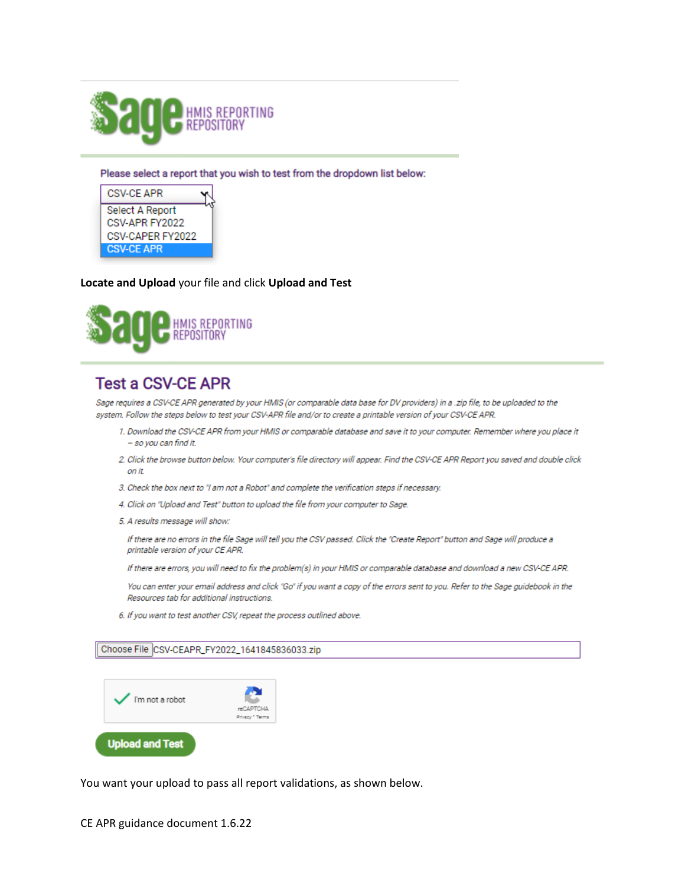Sage HMIS REPORTING REPOSITORY

Please select a report that you wish to test from the dropdown list below:

CSV-CE APR

- Select A Report
- CSV-APR FY2022
- CSV-CAPER FY2022
- CSV-CE APR

**Locate and Upload** your file and click **Upload and Test**

Sage HMIS REPORTING REPOSITORY

## Test a CSV-CE APR

*Sage requires a CSV-CE APR generated by your HMIS (or comparable data base for DV providers) in a .zip file, to be uploaded to the system. Follow the steps below to test your CSV-APR file and/or to create a printable version of your CSV-CE APR.*

1. *Download the CSV-CE APR from your HMIS or comparable database and save it to your computer. Remember where you place it – so you can find it.*
2. *Click the browse button below. Your computer's file directory will appear. Find the CSV-CE APR Report you saved and double click on it.*
3. *Check the box next to "I am not a Robot" and complete the verification steps if necessary.*
4. *Click on "Upload and Test" button to upload the file from your computer to Sage.*
5. *A results message will show:*

   *If there are no errors in the file Sage will tell you the CSV passed. Click the "Create Report" button and Sage will produce a printable version of your CE APR.*

   *If there are errors, you will need to fix the problem(s) in your HMIS or comparable database and download a new CSV-CE APR.*

   *You can enter your email address and click "Go" if you want a copy of the errors sent to you. Refer to the Sage guidebook in the Resources tab for additional instructions.*
6. *If you want to test another CSV, repeat the process outlined above.*

Choose File CSV-CEAPR_FY2022_1641845836033.zip

I'm not a robot

Upload and Test

You want your upload to pass all report validations, as shown below.

CE APR guidance document 1.6.22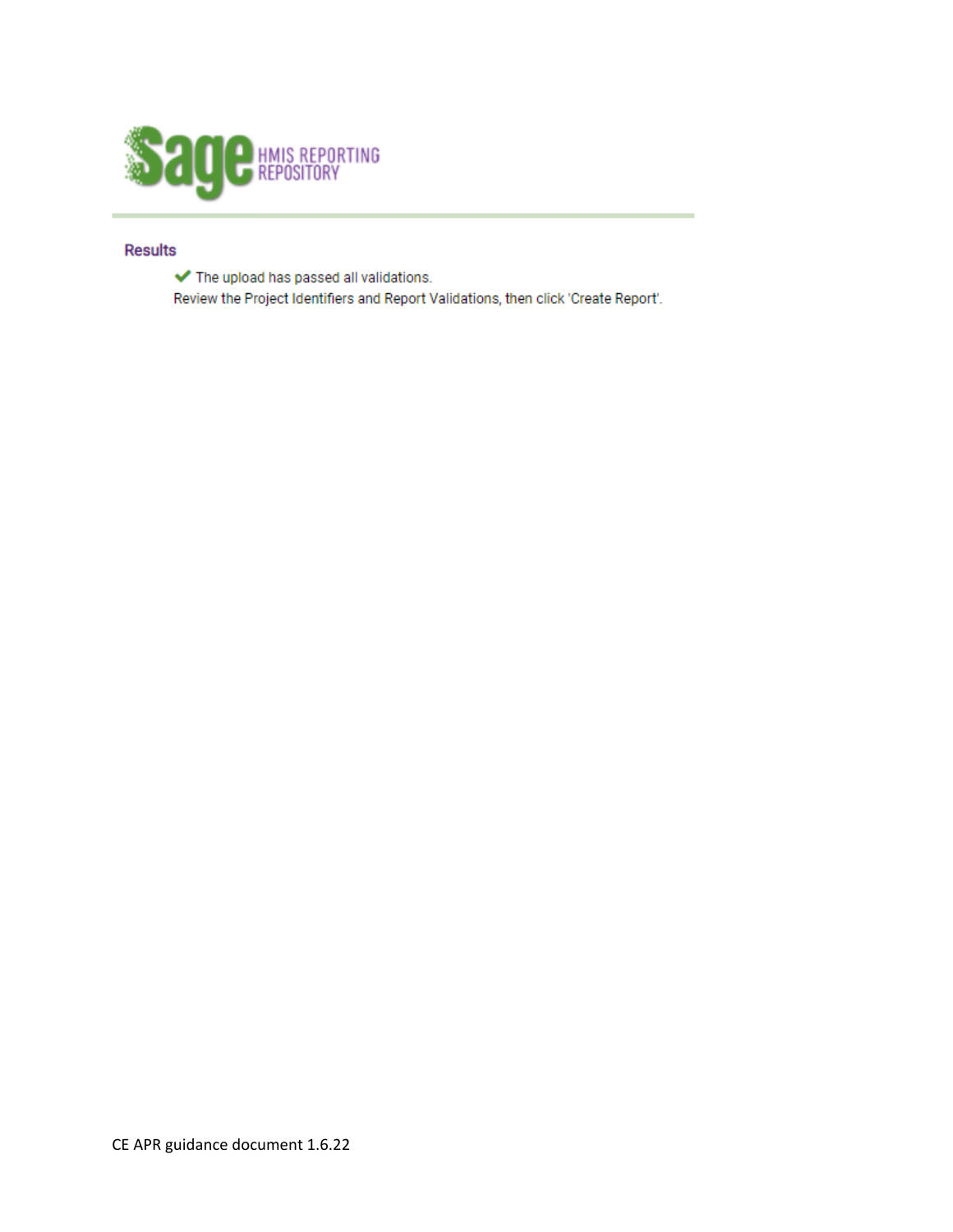Sage HMIS REPORTING REPOSITORY

**Results**

✔ The upload has passed all validations.
Review the Project Identifiers and Report Validations, then click 'Create Report'.